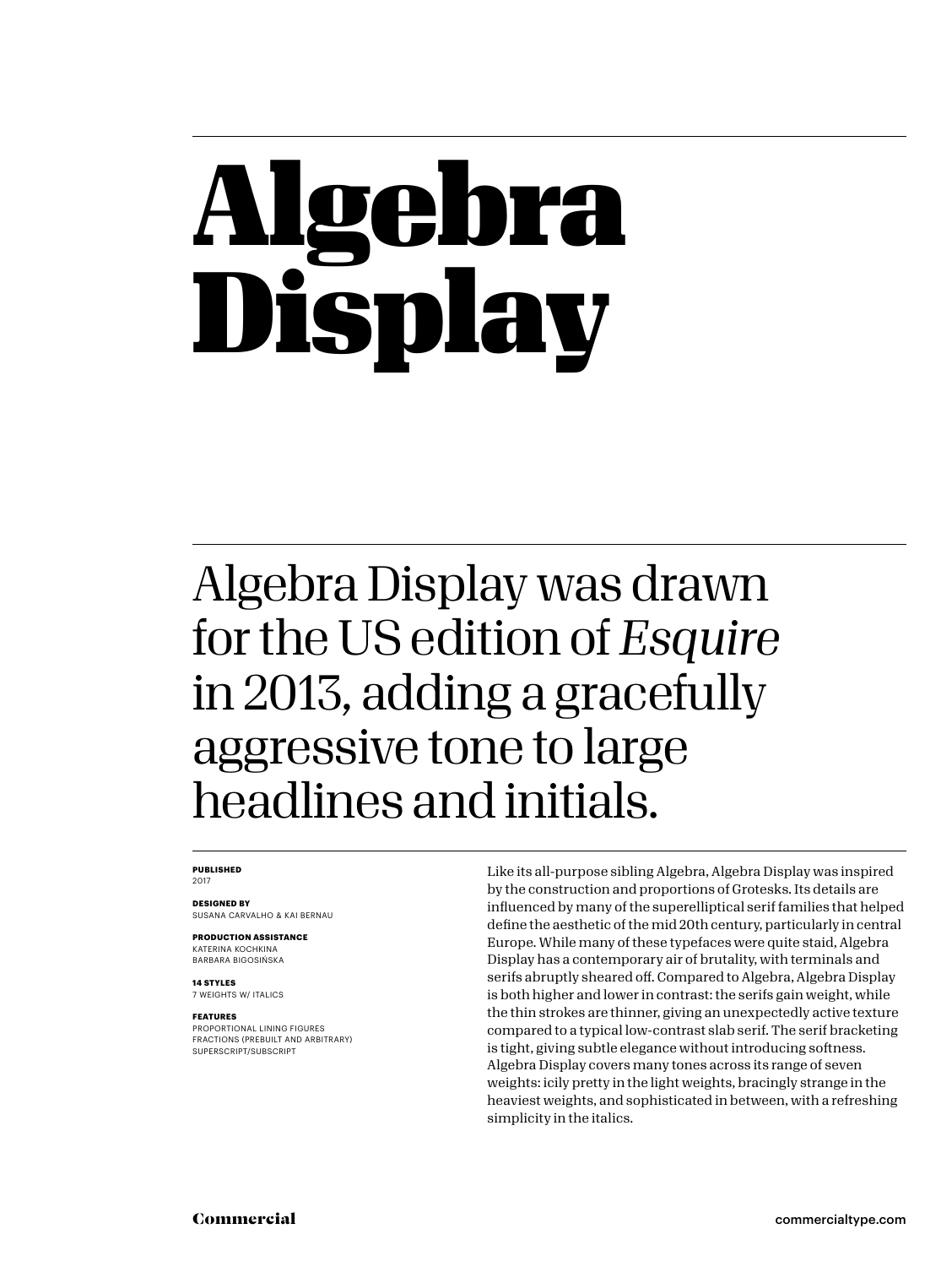# Algebra Display

Algebra Display was drawn for the US edition of *Esquire* in 2013, adding a gracefully aggressive tone to large headlines and initials.

**PUBLISHED**
2017

**DESIGNED BY**
SUSANA CARVALHO & KAI BERNAU

**PRODUCTION ASSISTANCE**
KATERINA KOCHKINA
BARBARA BIGOSIŃSKA

**14 STYLES**
7 WEIGHTS W/ ITALICS

**FEATURES**
PROPORTIONAL LINING FIGURES
FRACTIONS (PREBUILT AND ARBITRARY)
SUPERSCRIPT/SUBSCRIPT

Like its all-purpose sibling Algebra, Algebra Display was inspired by the construction and proportions of Grotesks. Its details are influenced by many of the superelliptical serif families that helped define the aesthetic of the mid 20th century, particularly in central Europe. While many of these typefaces were quite staid, Algebra Display has a contemporary air of brutality, with terminals and serifs abruptly sheared off. Compared to Algebra, Algebra Display is both higher and lower in contrast: the serifs gain weight, while the thin strokes are thinner, giving an unexpectedly active texture compared to a typical low-contrast slab serif. The serif bracketing is tight, giving subtle elegance without introducing softness. Algebra Display covers many tones across its range of seven weights: icily pretty in the light weights, bracingly strange in the heaviest weights, and sophisticated in between, with a refreshing simplicity in the italics.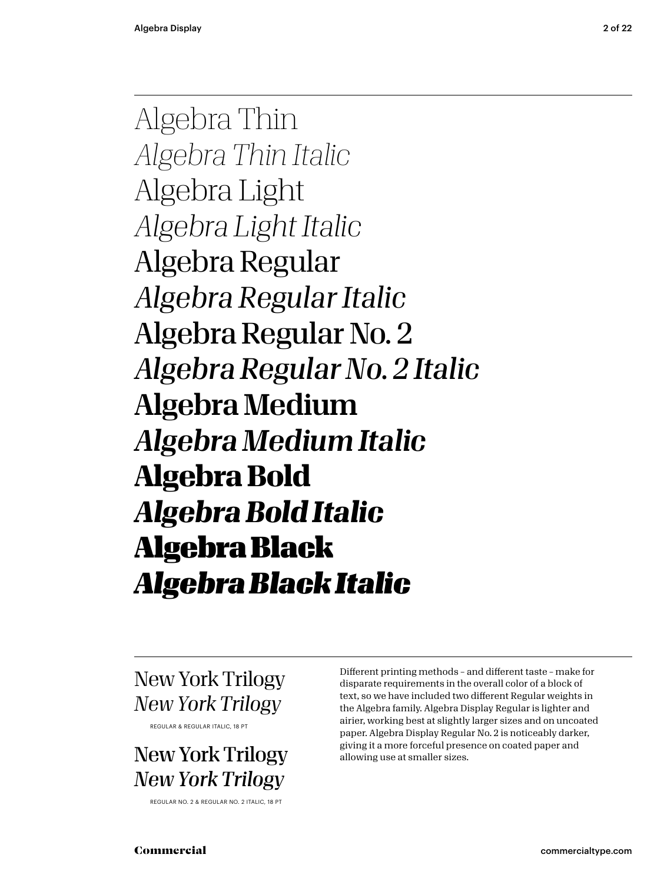Algebra Thin
*Algebra Thin Italic*
Algebra Light
*Algebra Light Italic*
Algebra Regular
*Algebra Regular Italic*
Algebra Regular No. 2
*Algebra Regular No. 2 Italic*
**Algebra Medium**
***Algebra Medium Italic***
**Algebra Bold**
***Algebra Bold Italic***
**Algebra Black**
***Algebra Black Italic***

---

New York Trilogy
*New York Trilogy*

REGULAR & REGULAR ITALIC, 18 PT

New York Trilogy
*New York Trilogy*

REGULAR NO. 2 & REGULAR NO. 2 ITALIC, 18 PT

Different printing methods – and different taste – make for disparate requirements in the overall color of a block of text, so we have included two different Regular weights in the Algebra family. Algebra Display Regular is lighter and airier, working best at slightly larger sizes and on uncoated paper. Algebra Display Regular No. 2 is noticeably darker, giving it a more forceful presence on coated paper and allowing use at smaller sizes.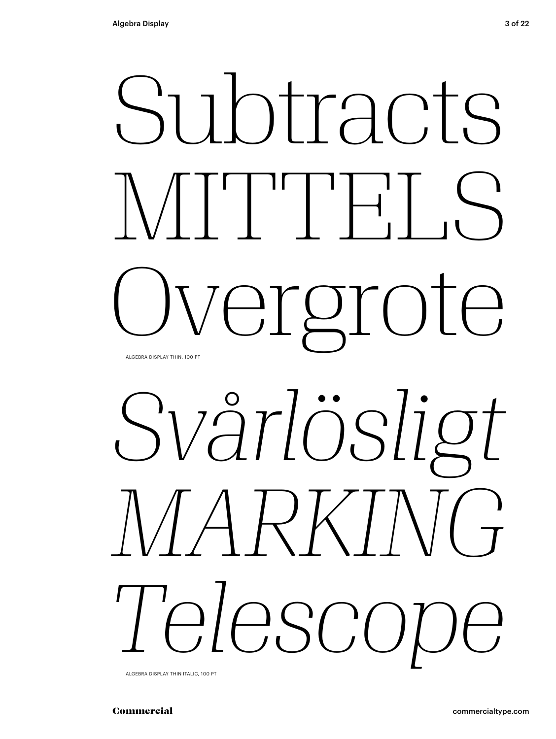Subtracts
MITTELS
Overgrote

ALGEBRA DISPLAY THIN, 100 PT

*Svårlösligt*
*MARKING*
*Telescope*

ALGEBRA DISPLAY THIN ITALIC, 100 PT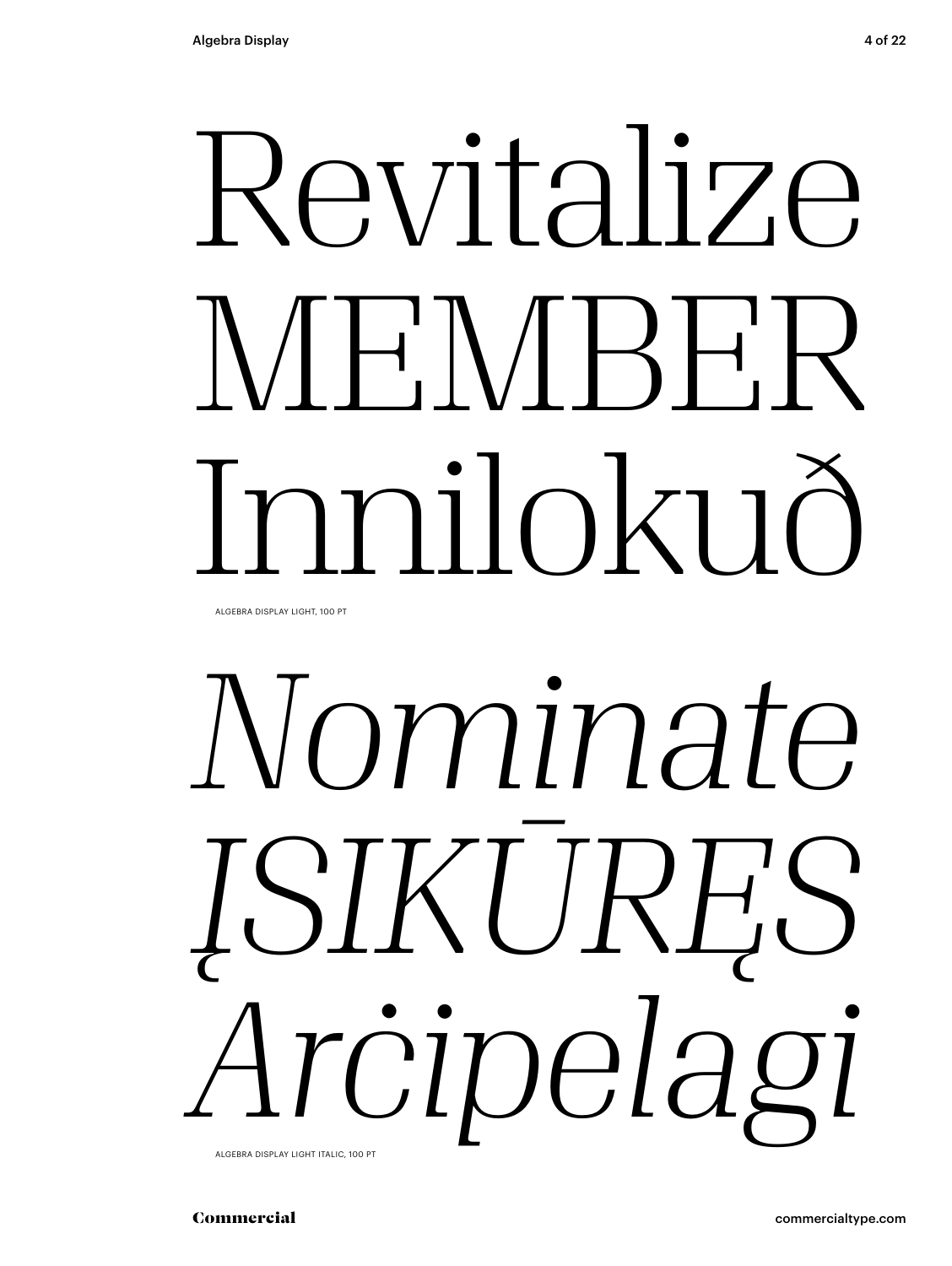Revitalize
MEMBER
Innilokuđ

ALGEBRA DISPLAY LIGHT, 100 PT

*Nominate*
*ĮSIKŪRĘS*
*Arċipelagi*

ALGEBRA DISPLAY LIGHT ITALIC, 100 PT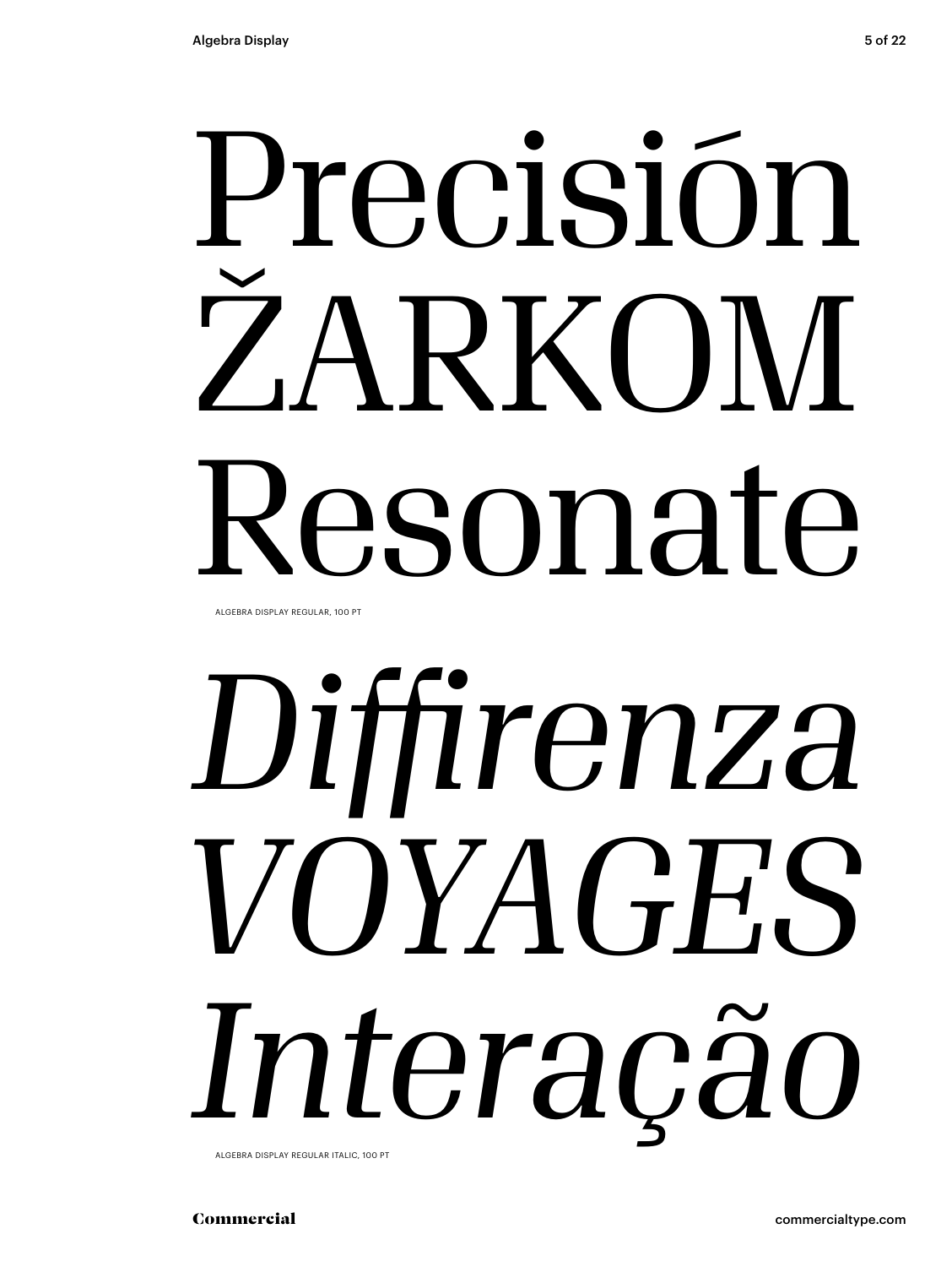Precisión
ŽARKOM
Resonate

ALGEBRA DISPLAY REGULAR, 100 PT

*Diffirenza*
*VOYAGES*
*Interação*

ALGEBRA DISPLAY REGULAR ITALIC, 100 PT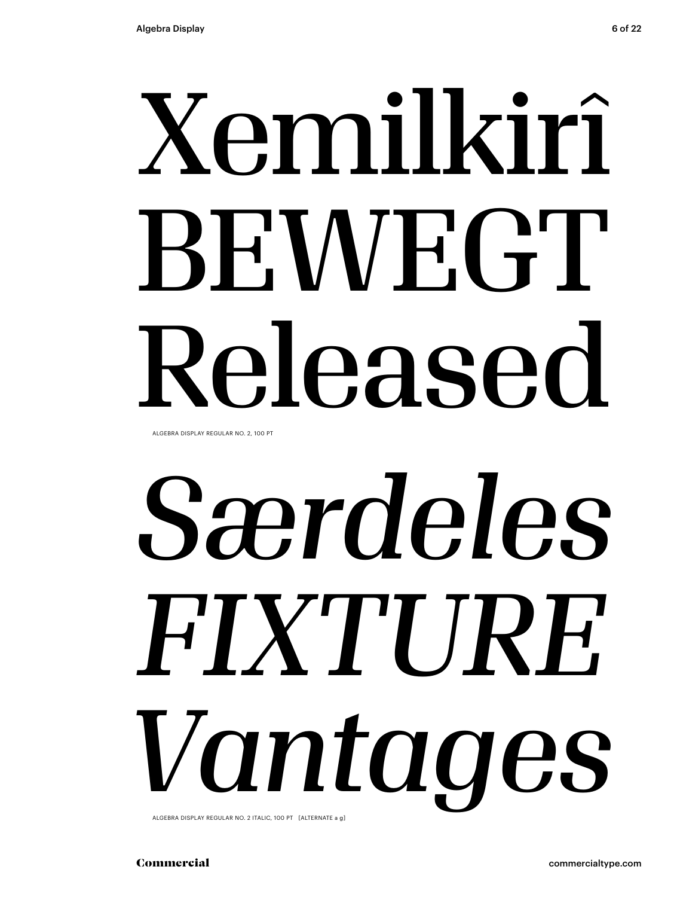Xemilkirî
BEWEGT
Released

ALGEBRA DISPLAY REGULAR NO. 2, 100 PT

*Særdeles*
*FIXTURE*
*Vantages*

ALGEBRA DISPLAY REGULAR NO. 2 ITALIC, 100 PT [ALTERNATE a g]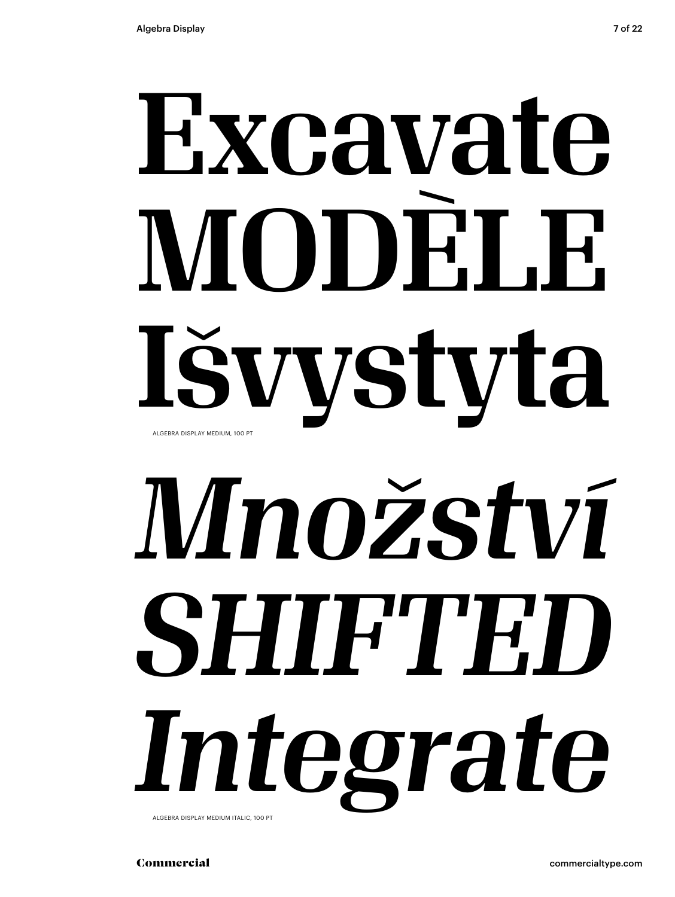Excavate
MODÈLE
Išvystyta

ALGEBRA DISPLAY MEDIUM, 100 PT

*Množství*
*SHIFTED*
*Integrate*

ALGEBRA DISPLAY MEDIUM ITALIC, 100 PT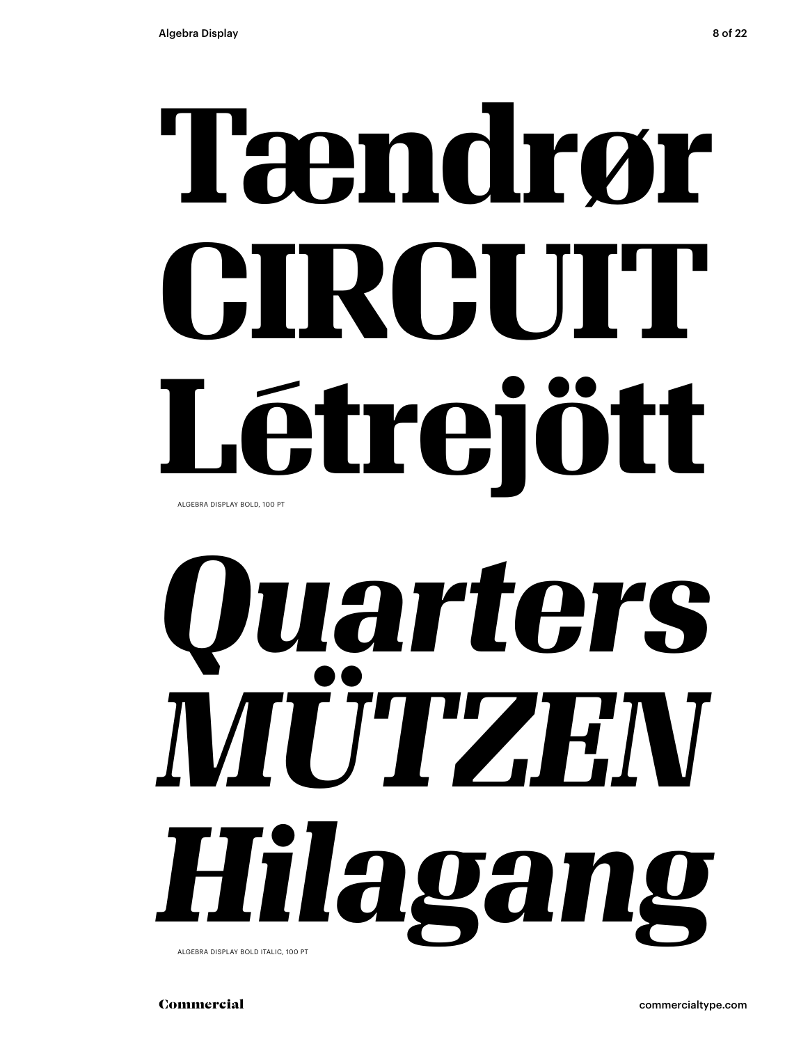# Tændrør
# CIRCUIT
# Létrejött

ALGEBRA DISPLAY BOLD, 100 PT

# *Quarters*
# *MÜTZEN*
# *Hilagang*

ALGEBRA DISPLAY BOLD ITALIC, 100 PT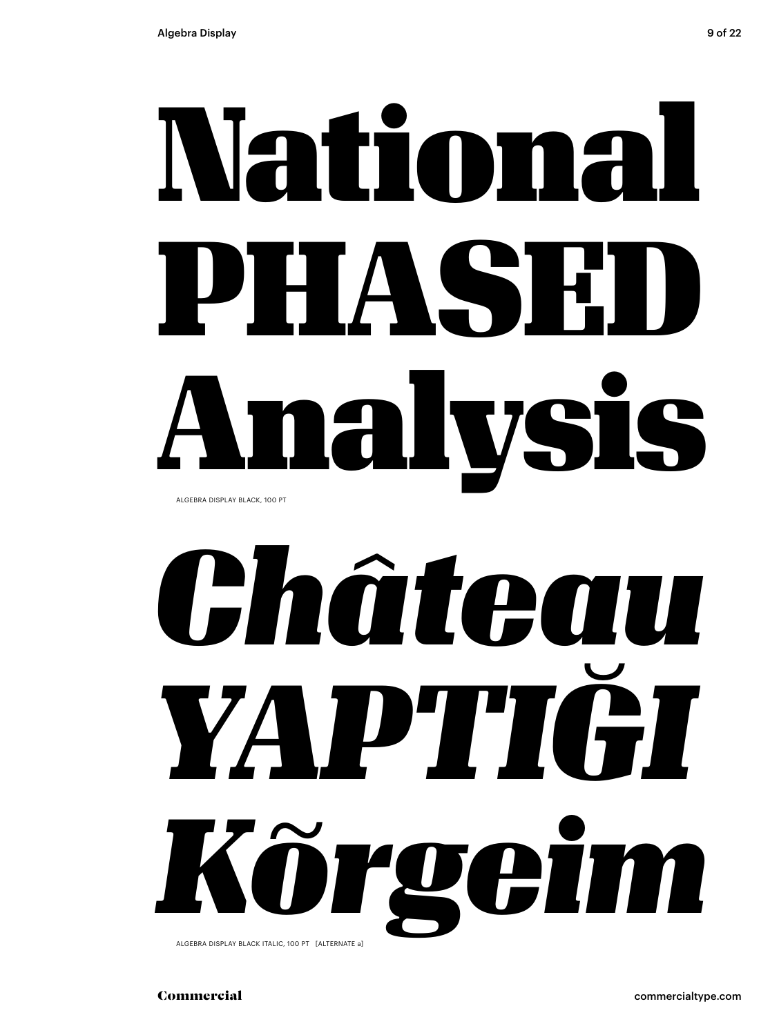National
PHASED
Analysis

ALGEBRA DISPLAY BLACK, 100 PT

*Château*
*YAPTIĞI*
*Kõrgeim*

ALGEBRA DISPLAY BLACK ITALIC, 100 PT [ALTERNATE a]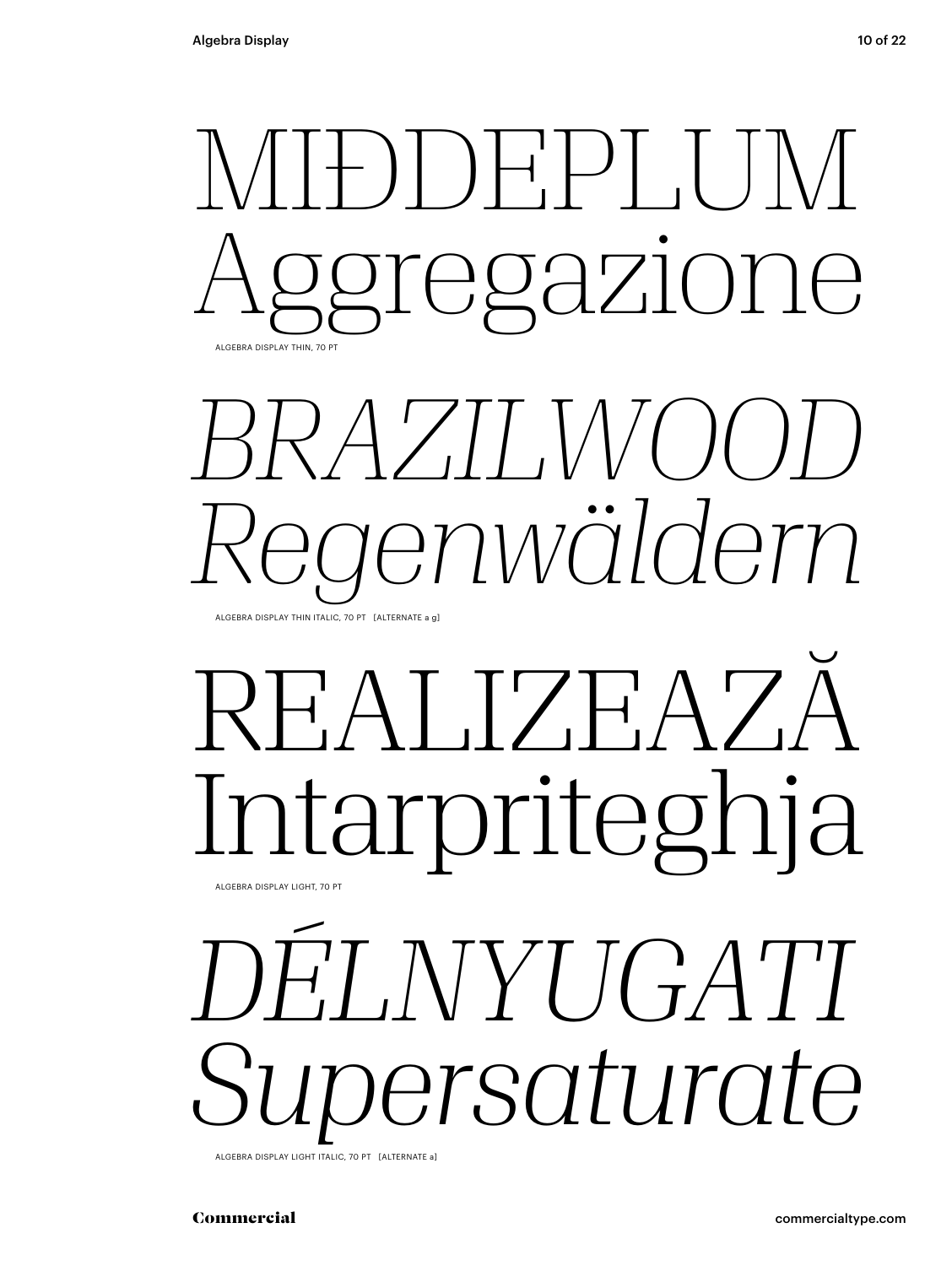MIĐDEPLUM
Aggregazione

ALGEBRA DISPLAY THIN, 70 PT

*BRAZILWOOD*
*Regenwäldern*

ALGEBRA DISPLAY THIN ITALIC, 70 PT [ALTERNATE a g]

REALIZEAZĂ
Intarpriteghja

ALGEBRA DISPLAY LIGHT, 70 PT

*DÉLNYUGATI*
*Supersaturate*

ALGEBRA DISPLAY LIGHT ITALIC, 70 PT [ALTERNATE a]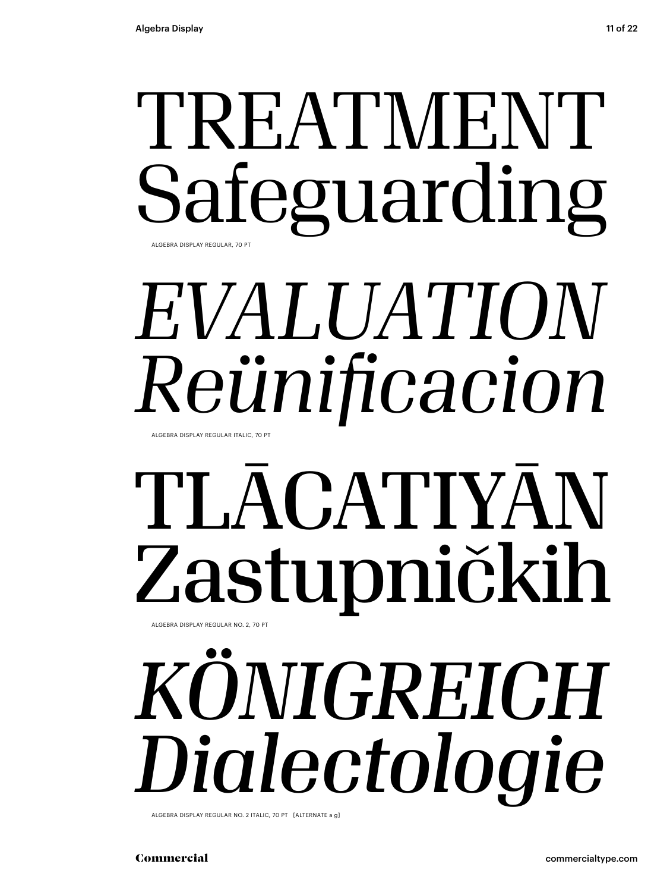TREATMENT
Safeguarding

ALGEBRA DISPLAY REGULAR, 70 PT

*EVALUATION*
*Reünificacion*

ALGEBRA DISPLAY REGULAR ITALIC, 70 PT

TLĀCATIYĀN
Zastupničkih

ALGEBRA DISPLAY REGULAR NO. 2, 70 PT

*KÖNIGREICH*
*Dialectologie*

ALGEBRA DISPLAY REGULAR NO. 2 ITALIC, 70 PT [ALTERNATE a g]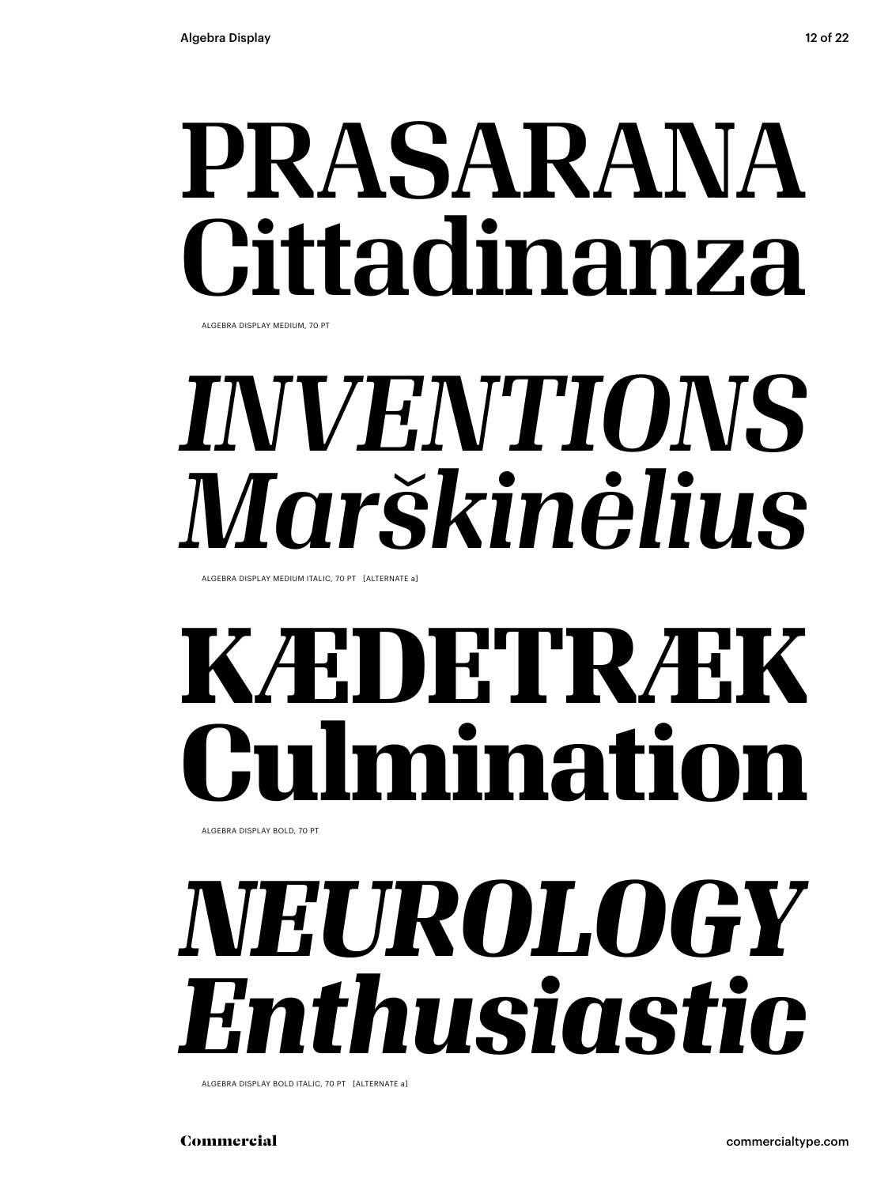PRASARANA
Cittadinanza

ALGEBRA DISPLAY MEDIUM, 70 PT

*INVENTIONS*
*Marškinėlius*

ALGEBRA DISPLAY MEDIUM ITALIC, 70 PT [ALTERNATE a]

**KÆDETRÆK**
**Culmination**

ALGEBRA DISPLAY BOLD, 70 PT

***NEUROLOGY***
***Enthusiastic***

ALGEBRA DISPLAY BOLD ITALIC, 70 PT [ALTERNATE a]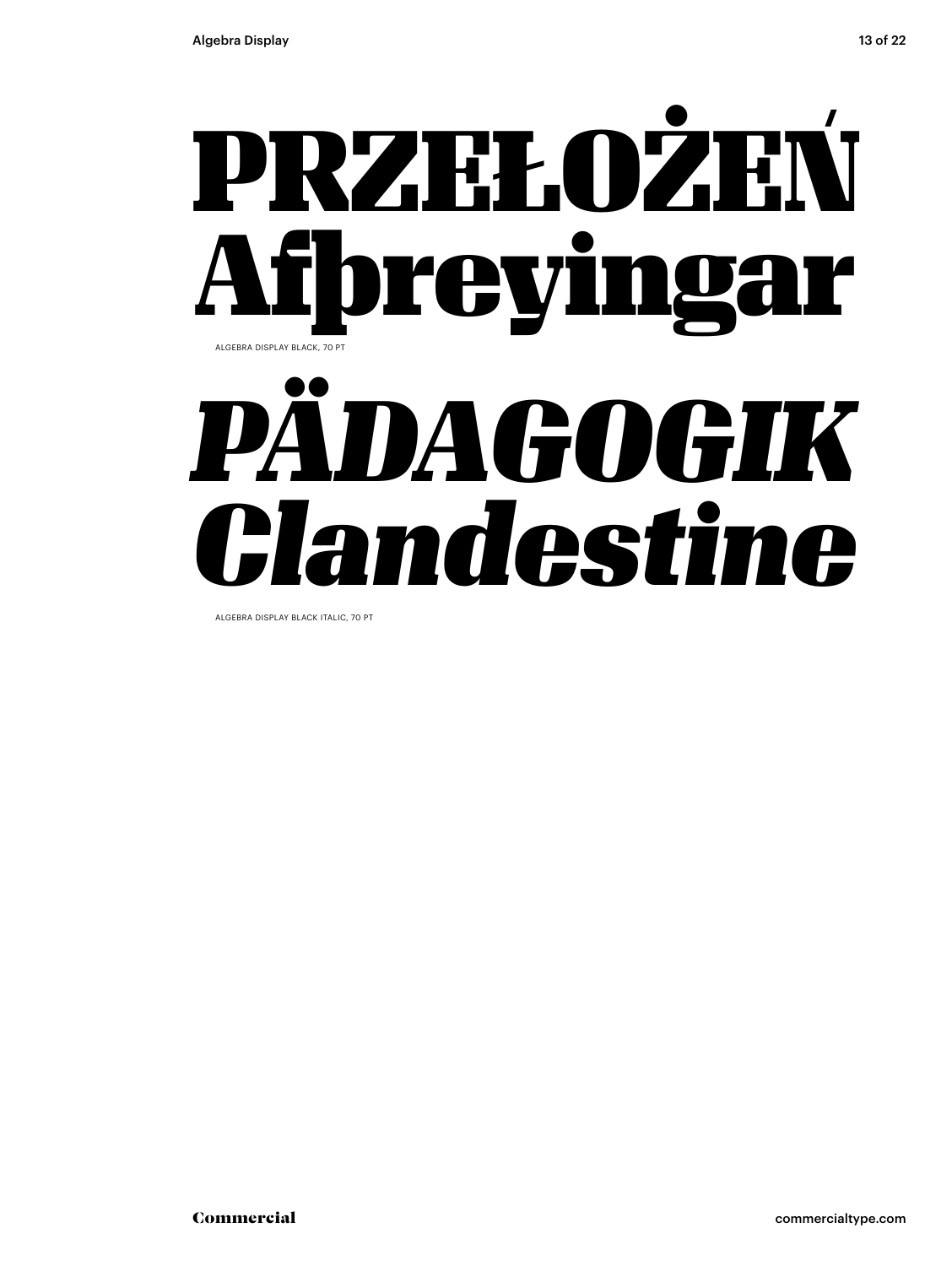# PRZEŁOŻEŃ
# Afþreyingar

ALGEBRA DISPLAY BLACK, 70 PT

# *PÄDAGOGIK*
# *Clandestine*

ALGEBRA DISPLAY BLACK ITALIC, 70 PT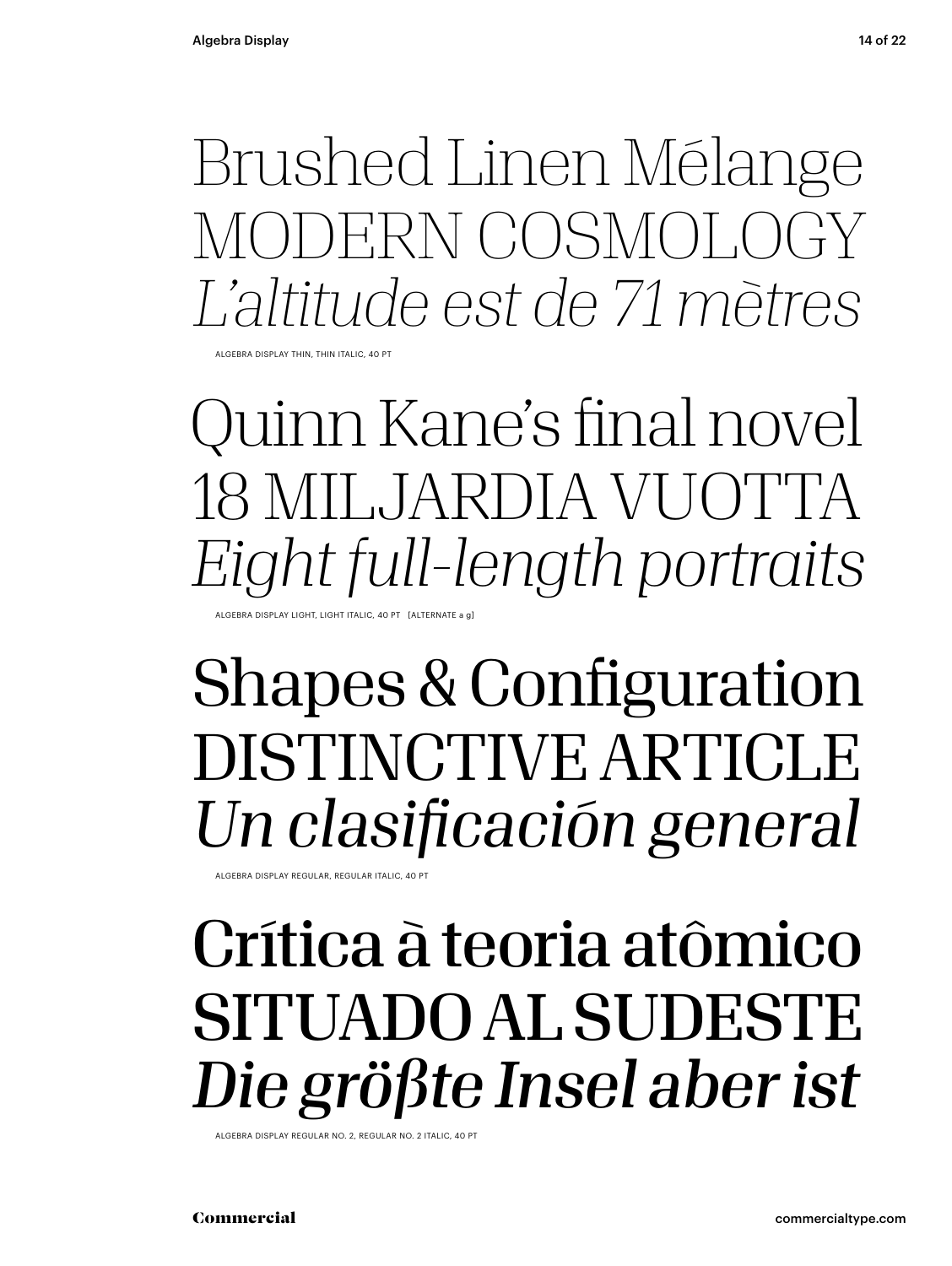Brushed Linen Mélange
MODERN COSMOLOGY
*L'altitude est de 71 mètres*

ALGEBRA DISPLAY THIN, THIN ITALIC, 40 PT

Quinn Kane's final novel
18 MILJARDIA VUOTTA
*Eight full-length portraits*

ALGEBRA DISPLAY LIGHT, LIGHT ITALIC, 40 PT [ALTERNATE a g]

Shapes & Configuration
DISTINCTIVE ARTICLE
*Un clasificación general*

ALGEBRA DISPLAY REGULAR, REGULAR ITALIC, 40 PT

Crítica à teoria atômico
SITUADO AL SUDESTE
*Die größte Insel aber ist*

ALGEBRA DISPLAY REGULAR NO. 2, REGULAR NO. 2 ITALIC, 40 PT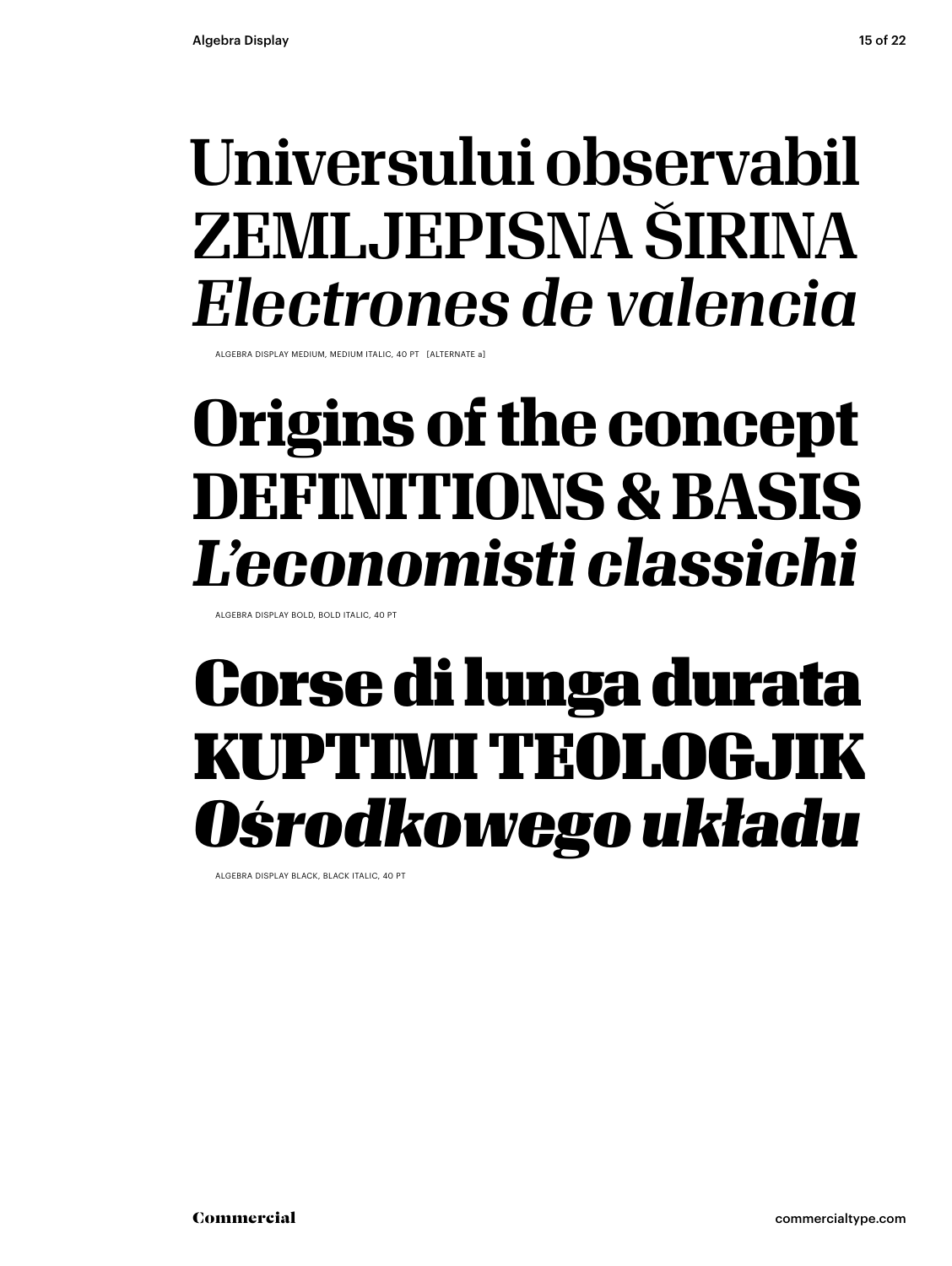Universului observabil
ZEMLJEPISNA ŠIRINA
*Electrones de valencia*

ALGEBRA DISPLAY MEDIUM, MEDIUM ITALIC, 40 PT [ALTERNATE a]

**Origins of the concept**
**DEFINITIONS & BASIS**
***L'economisti classichi***

ALGEBRA DISPLAY BOLD, BOLD ITALIC, 40 PT

**Corse di lunga durata**
**KUPTIMI TEOLOGJIK**
***Ośrodkowego układu***

ALGEBRA DISPLAY BLACK, BLACK ITALIC, 40 PT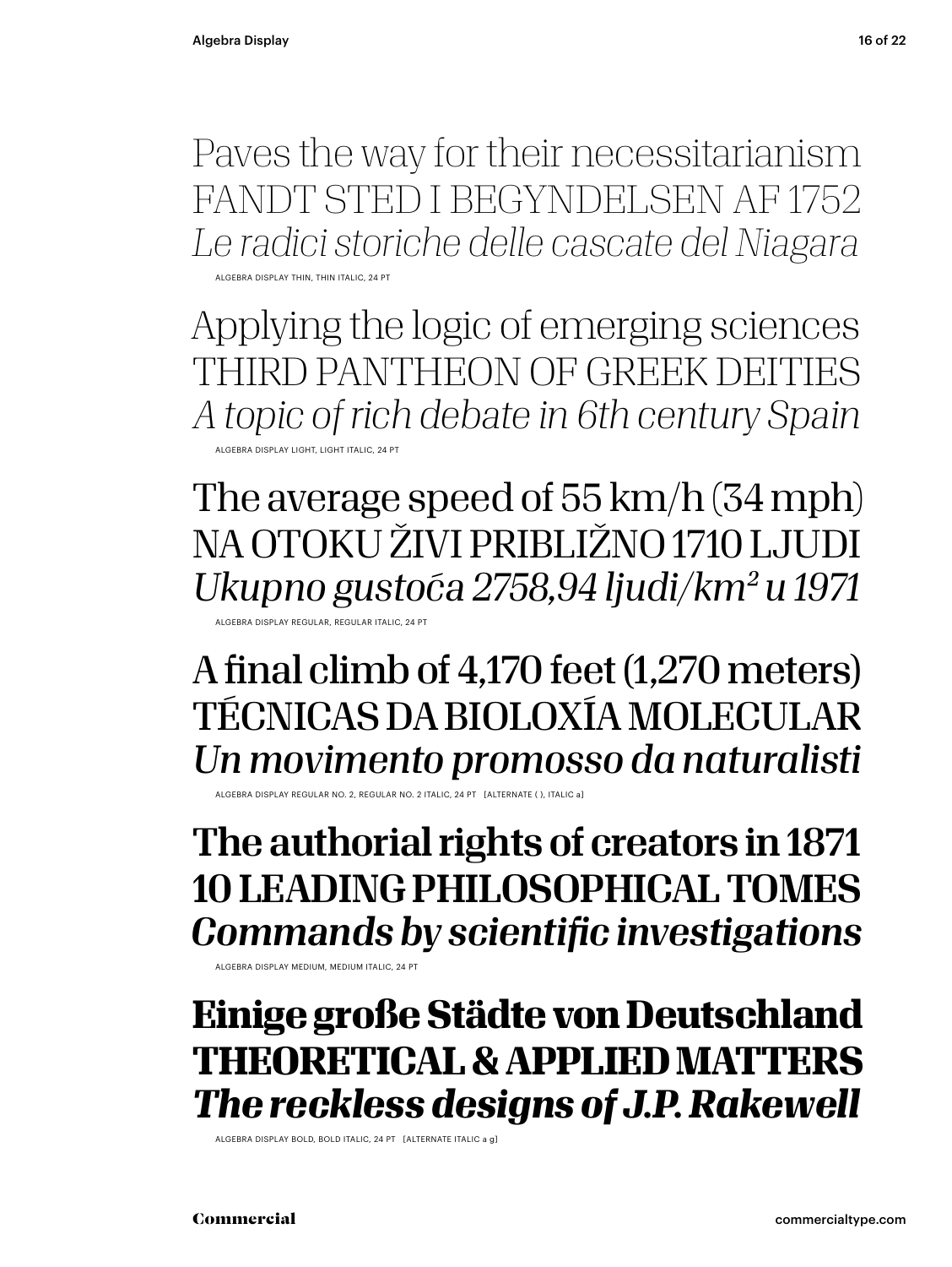Paves the way for their necessitarianism
FANDT STED I BEGYNDELSEN AF 1752
*Le radici storiche delle cascate del Niagara*

ALGEBRA DISPLAY THIN, THIN ITALIC, 24 PT

Applying the logic of emerging sciences
THIRD PANTHEON OF GREEK DEITIES
*A topic of rich debate in 6th century Spain*

ALGEBRA DISPLAY LIGHT, LIGHT ITALIC, 24 PT

The average speed of 55 km/h (34 mph)
NA OTOKU ŽIVI PRIBLIŽNO 1710 LJUDI
*Ukupno gustoća 2758,94 ljudi/km² u 1971*

ALGEBRA DISPLAY REGULAR, REGULAR ITALIC, 24 PT

A final climb of 4,170 feet (1,270 meters)
TÉCNICAS DA BIOLOXÍA MOLECULAR
*Un movimento promosso da naturalisti*

ALGEBRA DISPLAY REGULAR NO. 2, REGULAR NO. 2 ITALIC, 24 PT [ALTERNATE ( ), ITALIC a]

**The authorial rights of creators in 1871**
**10 LEADING PHILOSOPHICAL TOMES**
***Commands by scientific investigations***

ALGEBRA DISPLAY MEDIUM, MEDIUM ITALIC, 24 PT

**Einige große Städte von Deutschland**
**THEORETICAL & APPLIED MATTERS**
***The reckless designs of J.P. Rakewell***

ALGEBRA DISPLAY BOLD, BOLD ITALIC, 24 PT [ALTERNATE ITALIC a g]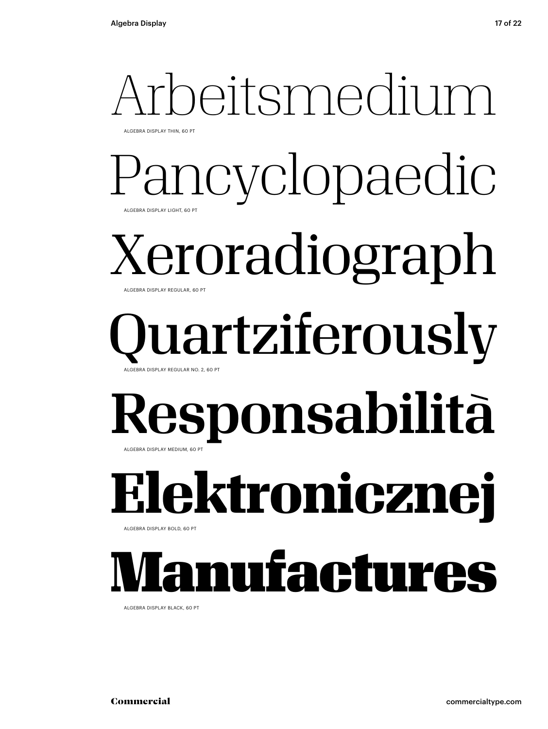Arbeitsmedium

ALGEBRA DISPLAY THIN, 60 PT

Pancyclopaedic

ALGEBRA DISPLAY LIGHT, 60 PT

Xeroradiograph

ALGEBRA DISPLAY REGULAR, 60 PT

Quartziferously

ALGEBRA DISPLAY REGULAR NO. 2, 60 PT

**Responsabilità**

ALGEBRA DISPLAY MEDIUM, 60 PT

**Elektronicznej**

ALGEBRA DISPLAY BOLD, 60 PT

**Manufactures**

ALGEBRA DISPLAY BLACK, 60 PT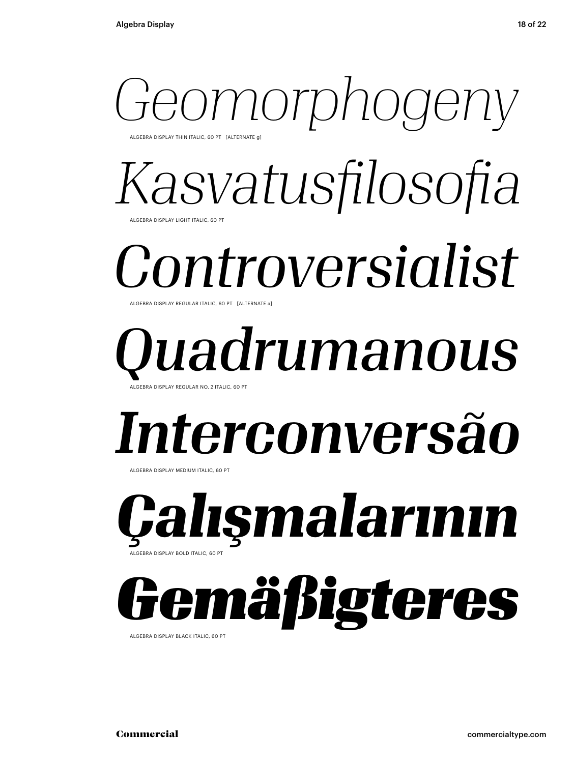*Geomorphogeny*

ALGEBRA DISPLAY THIN ITALIC, 60 PT [ALTERNATE g]

*Kasvatusfilosofia*

ALGEBRA DISPLAY LIGHT ITALIC, 60 PT

*Controversialist*

ALGEBRA DISPLAY REGULAR ITALIC, 60 PT [ALTERNATE a]

*Quadrumanous*

ALGEBRA DISPLAY REGULAR NO. 2 ITALIC, 60 PT

***Interconversão***

ALGEBRA DISPLAY MEDIUM ITALIC, 60 PT

***Çalışmalarının***

ALGEBRA DISPLAY BOLD ITALIC, 60 PT

***Gemäßigteres***

ALGEBRA DISPLAY BLACK ITALIC, 60 PT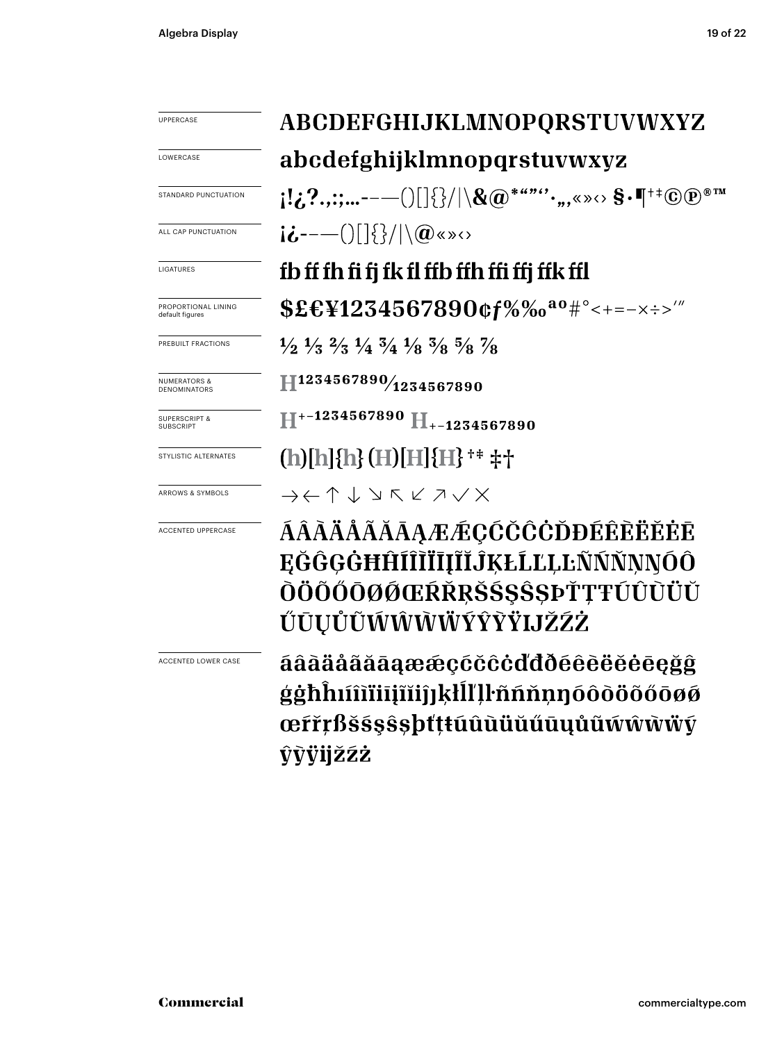| | |
|---|---|
| UPPERCASE | ABCDEFGHIJKLMNOPQRSTUVWXYZ |
| LOWERCASE | abcdefghijklmnopqrstuvwxyz |
| STANDARD PUNCTUATION | ¡!¿?.,:;...-–—()[]{}/&#124;\&@*“”‘’·„‚«»‹› §•¶†‡©℗®™ |
| ALL CAP PUNCTUATION | ¡¿-–—()[]{}/&#124;\@«»‹› |
| LIGATURES | fb ff fh fi fj fk fl ffb ffh ffi ffj ffk ffl |
| PROPORTIONAL LINING default figures | $£€¥1234567890¢ƒ%‰ªº#°<+=−×÷>′″ |
| PREBUILT FRACTIONS | ½ ⅓ ⅔ ¼ ¾ ⅛ ⅜ ⅝ ⅞ |
| NUMERATORS & DENOMINATORS | $H^{1234567890}/_{1234567890}$ |
| SUPERSCRIPT & SUBSCRIPT | $H^{+-1234567890}$ $H_{+-1234567890}$ |
| STYLISTIC ALTERNATES | (h)[h]{h} (H)[H]{H} †‡ ‡† |
| ARROWS & SYMBOLS | →←↑↓↘↖↙↗✓✕ |
| ACCENTED UPPERCASE | ÁÂÀÄÅÃĂĀĄÆǼÇĆČĈĊĎĐÉÊÈËĚĖĒĘĞĜĢĠĦĤÍÎÌÏĪĮĨĬĴĶŁĹĽĻĿÑŃŇŅŊÓÔÒÖÕŐŌØǾŒŔŘŖŠŚŞŜȘÞŤŢŦÚÛÙÜŬŰŪŲŮŨẂŴẀẄÝŶỲŸĲŽŹŻ |
| ACCENTED LOWER CASE | áâàäåãăāąæǽçćčĉċďđðéêèëěėēęğĝģġħĥıíîìïīįĩĭȷĵķłĺľļŀñńňņŋóôòöõőōøǿœŕřŗßšśşŝșþťţŧúûùüŭűūųůũẃŵẁẅýŷỳÿĳžźż |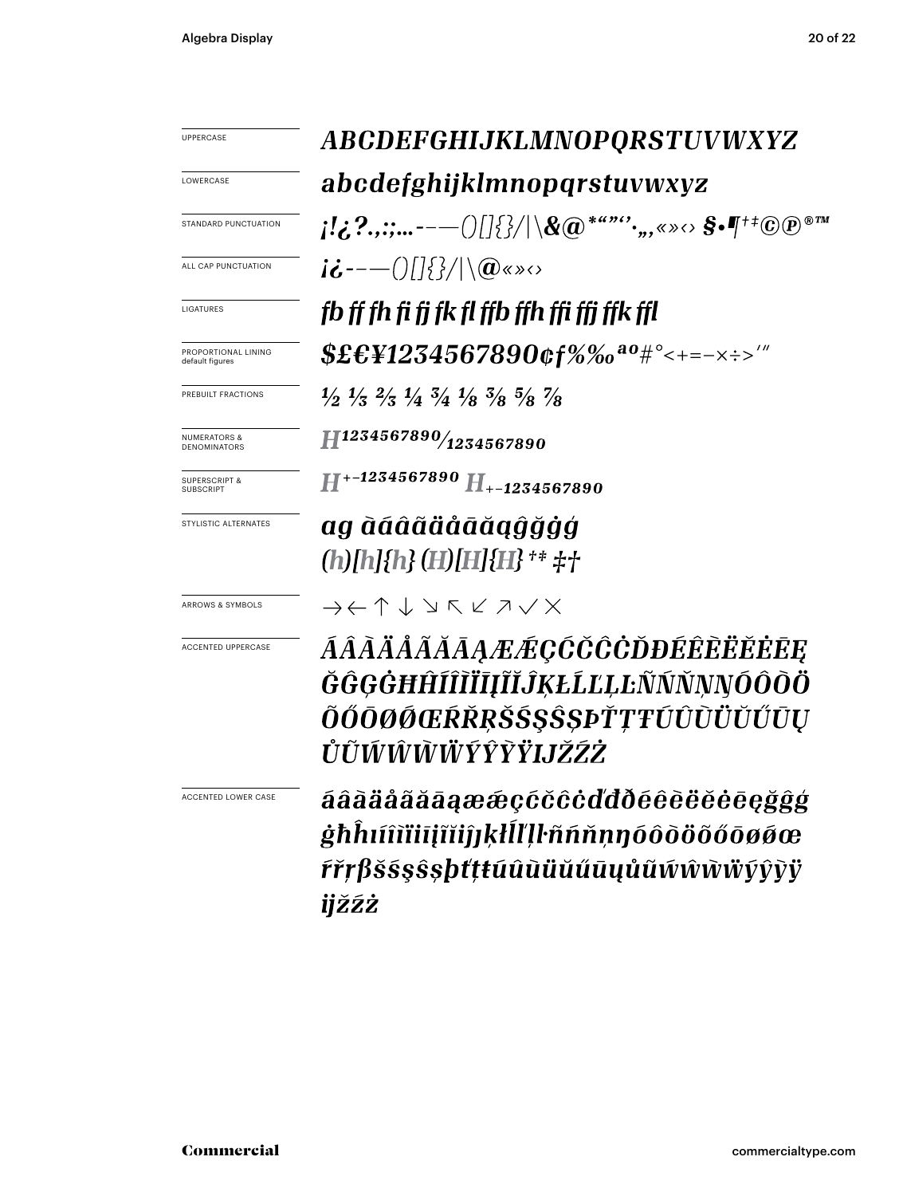| | |
|---|---|
| UPPERCASE | *ABCDEFGHIJKLMNOPQRSTUVWXYZ* |
| LOWERCASE | *abcdefghijklmnopqrstuvwxyz* |
| STANDARD PUNCTUATION | *¡!¿?.,:;...-–—()[]{}/\|\&@*"""''·„,«»‹› §•¶†‡©℗®™* |
| ALL CAP PUNCTUATION | *¡¿-–—()[]{}/\|\@«»‹›* |
| LIGATURES | *fb ff fh fi fj fk fl ffb ffh ffi ffj ffk ffl* |
| PROPORTIONAL LINING default figures | *$£€¥1234567890¢ƒ%‰ªº#°<+=−×÷>′″* |
| PREBUILT FRACTIONS | *½ ⅓ ⅔ ¼ ¾ ⅛ ⅜ ⅝ ⅞* |
| NUMERATORS & DENOMINATORS | *H1234567890⁄1234567890* |
| SUPERSCRIPT & SUBSCRIPT | *H+−1234567890 H+−1234567890* |
| STYLISTIC ALTERNATES | *ag àáâãäåāăąĝğġģ (h)[h]{h} (H)[H]{H} †‡ ‡†* |
| ARROWS & SYMBOLS | → ← ↑ ↓ ↘ ↖ ↙ ↗ ✓ ✕ |
| ACCENTED UPPERCASE | *ÁÂÀÄÅÃĂĀĄÆǼÇĆČĈĊĎĐÉÊÈËĔĖĒĘĞĜĢĠĦĤÍÎÌÏĬİĪĮĨĴĶŁĹĽĻĿÑŃŇŅŊÓÔÒÖÕŐŌØǾŒŔŘŖŠŚŞŜȘÞŤŢŦÚÛÙÜŬŰŪŲŮŨẂŴẀẄÝŶỲŸĲŽŹŻ* |
| ACCENTED LOWER CASE | *áâàäåãăāąæǽçćčĉċďđðéêèëĕėēęğĝģġĥħıíîìïĭīįĩĵȷķłĺľļŀñńňņŋóôòöõőōøǿœŕřŗßšśşŝșþťţŧúûùüŭűūųůũẃŵẁẅýŷỳÿĳžźż* |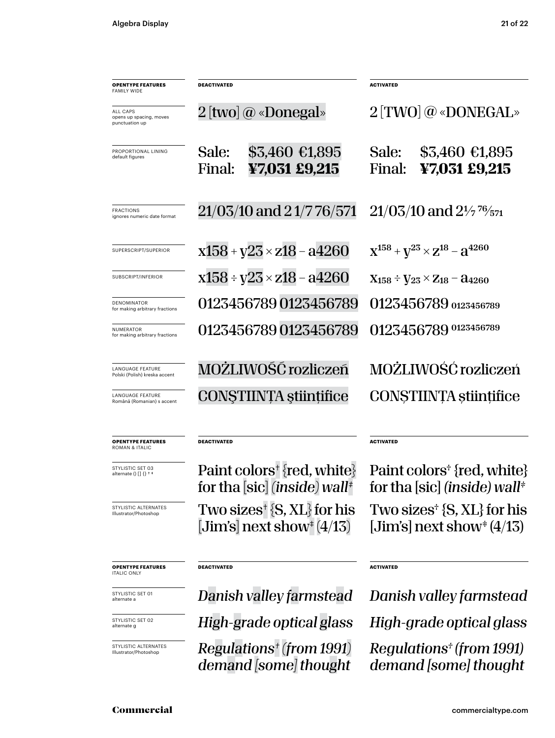| **OPENTYPE FEATURES** FAMILY WIDE | **DEACTIVATED** | **ACTIVATED** |
|---|---|---|
| ALL CAPS opens up spacing, moves punctuation up | 2 [two] @ «Donegal» | 2 [TWO] @ «DONEGAL» |
| PROPORTIONAL LINING default figures | Sale: $3,460 €1,895<br>Final: **¥7,031 £9,215** | Sale: $3,460 €1,895<br>Final: **¥7,031 £9,215** |
| FRACTIONS ignores numeric date format | 21/03/10 and 2 1/7 76/571 | 21/03/10 and 2⅐ 76⁄571 |
| SUPERSCRIPT/SUPERIOR | x158 + y23 × z18 – a4260 | $x^{158} + y^{23} \times z^{18} – a^{4260}$ |
| SUBSCRIPT/INFERIOR | x158 ÷ y23 × z18 – a4260 | $x_{158} \div y_{23} \times z_{18} – a_{4260}$ |
| DENOMINATOR for making arbitrary fractions | 0123456789 0123456789 | 0123456789 $_{0123456789}$ |
| NUMERATOR for making arbitrary fractions | 0123456789 0123456789 | 0123456789 $^{0123456789}$ |
| LANGUAGE FEATURE Polski (Polish) kreska accent | MOŻLIWOŚĆ rozliczeń | MOŻLIWOŚĆ rozliczeń |
| LANGUAGE FEATURE Română (Romanian) s accent | CONŞTIINŢA ştiinţifice | CONȘTIINȚA științifice |

| **OPENTYPE FEATURES** ROMAN & ITALIC | **DEACTIVATED** | **ACTIVATED** |
|---|---|---|
| STYLISTIC SET 03 alternate () [] {} † ‡ | Paint colors† {red, white} for tha [sic] *(inside) wall‡* | Paint colors† {red, white} for tha [sic] *(inside) wall‡* |
| STYLISTIC ALTERNATES Illustrator/Photoshop | Two sizes† {S, XL} for his [Jim's] next show‡ (4/13) | Two sizes† {S, XL} for his [Jim's] next show‡ (4/13) |

| **OPENTYPE FEATURES** ITALIC ONLY | **DEACTIVATED** | **ACTIVATED** |
|---|---|---|
| STYLISTIC SET 01 alternate a | *Danish valley farmstead* | *Danish valley farmstead* |
| STYLISTIC SET 02 alternate g | *High-grade optical glass* | *High-grade optical glass* |
| STYLISTIC ALTERNATES Illustrator/Photoshop | *Regulations† (from 1991) demand [some] thought* | *Regulations† (from 1991) demand [some] thought* |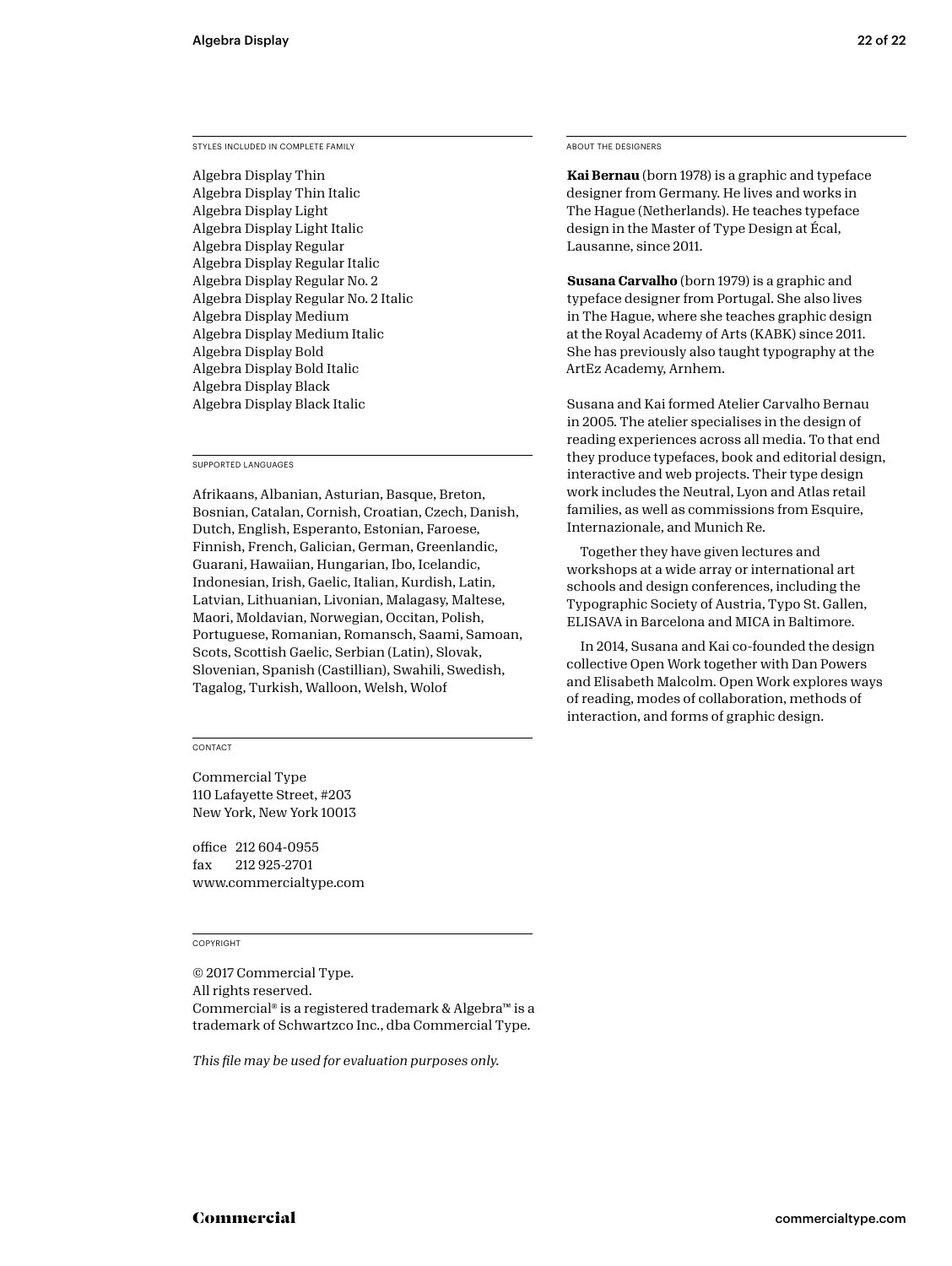## STYLES INCLUDED IN COMPLETE FAMILY

Algebra Display Thin
Algebra Display Thin Italic
Algebra Display Light
Algebra Display Light Italic
Algebra Display Regular
Algebra Display Regular Italic
Algebra Display Regular No. 2
Algebra Display Regular No. 2 Italic
Algebra Display Medium
Algebra Display Medium Italic
Algebra Display Bold
Algebra Display Bold Italic
Algebra Display Black
Algebra Display Black Italic

## SUPPORTED LANGUAGES

Afrikaans, Albanian, Asturian, Basque, Breton, Bosnian, Catalan, Cornish, Croatian, Czech, Danish, Dutch, English, Esperanto, Estonian, Faroese, Finnish, French, Galician, German, Greenlandic, Guarani, Hawaiian, Hungarian, Ibo, Icelandic, Indonesian, Irish, Gaelic, Italian, Kurdish, Latin, Latvian, Lithuanian, Livonian, Malagasy, Maltese, Maori, Moldavian, Norwegian, Occitan, Polish, Portuguese, Romanian, Romansch, Saami, Samoan, Scots, Scottish Gaelic, Serbian (Latin), Slovak, Slovenian, Spanish (Castillian), Swahili, Swedish, Tagalog, Turkish, Walloon, Welsh, Wolof

## CONTACT

Commercial Type
110 Lafayette Street, #203
New York, New York 10013

office 212 604-0955
fax 212 925-2701
www.commercialtype.com

## COPYRIGHT

© 2017 Commercial Type.
All rights reserved.
Commercial® is a registered trademark & Algebra™ is a trademark of Schwartzco Inc., dba Commercial Type.

*This file may be used for evaluation purposes only.*

## ABOUT THE DESIGNERS

**Kai Bernau** (born 1978) is a graphic and typeface designer from Germany. He lives and works in The Hague (Netherlands). He teaches typeface design in the Master of Type Design at Écal, Lausanne, since 2011.

**Susana Carvalho** (born 1979) is a graphic and typeface designer from Portugal. She also lives in The Hague, where she teaches graphic design at the Royal Academy of Arts (KABK) since 2011. She has previously also taught typography at the ArtEz Academy, Arnhem.

Susana and Kai formed Atelier Carvalho Bernau in 2005. The atelier specialises in the design of reading experiences across all media. To that end they produce typefaces, book and editorial design, interactive and web projects. Their type design work includes the Neutral, Lyon and Atlas retail families, as well as commissions from Esquire, Internazionale, and Munich Re.

Together they have given lectures and workshops at a wide array or international art schools and design conferences, including the Typographic Society of Austria, Typo St. Gallen, ELISAVA in Barcelona and MICA in Baltimore.

In 2014, Susana and Kai co-founded the design collective Open Work together with Dan Powers and Elisabeth Malcolm. Open Work explores ways of reading, modes of collaboration, methods of interaction, and forms of graphic design.